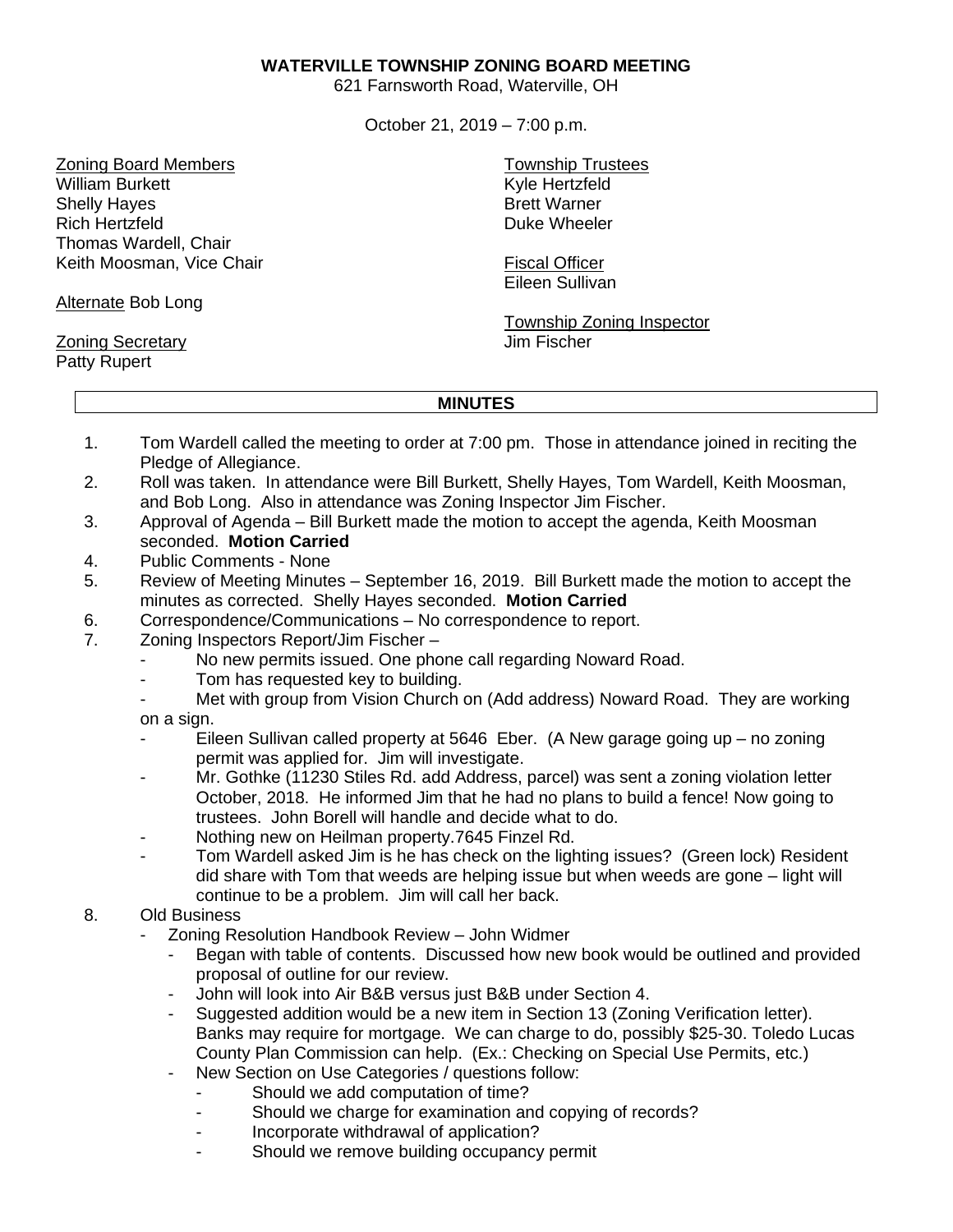**WATERVILLE TOWNSHIP ZONING BOARD MEETING**

621 Farnsworth Road, Waterville, OH

October 21, 2019 – 7:00 p.m.

Zoning Board Members
William Burkett
Shelly Hayes
Rich Hertzfeld
Thomas Wardell, Chair
Keith Moosman, Vice Chair

Alternate Bob Long

Zoning Secretary
Patty Rupert

Township Trustees
Kyle Hertzfeld
Brett Warner
Duke Wheeler

Fiscal Officer
Eileen Sullivan

Township Zoning Inspector
Jim Fischer

**MINUTES**

1. Tom Wardell called the meeting to order at 7:00 pm. Those in attendance joined in reciting the Pledge of Allegiance.
2. Roll was taken. In attendance were Bill Burkett, Shelly Hayes, Tom Wardell, Keith Moosman, and Bob Long. Also in attendance was Zoning Inspector Jim Fischer.
3. Approval of Agenda – Bill Burkett made the motion to accept the agenda, Keith Moosman seconded. **Motion Carried**
4. Public Comments - None
5. Review of Meeting Minutes – September 16, 2019. Bill Burkett made the motion to accept the minutes as corrected. Shelly Hayes seconded. **Motion Carried**
6. Correspondence/Communications – No correspondence to report.
7. Zoning Inspectors Report/Jim Fischer –
   - No new permits issued. One phone call regarding Noward Road.
   - Tom has requested key to building.
   - Met with group from Vision Church on (Add address) Noward Road. They are working on a sign.
   - Eileen Sullivan called property at 5646 Eber. (A New garage going up – no zoning permit was applied for. Jim will investigate.
   - Mr. Gothke (11230 Stiles Rd. add Address, parcel) was sent a zoning violation letter October, 2018. He informed Jim that he had no plans to build a fence! Now going to trustees. John Borell will handle and decide what to do.
   - Nothing new on Heilman property.7645 Finzel Rd.
   - Tom Wardell asked Jim is he has check on the lighting issues? (Green lock) Resident did share with Tom that weeds are helping issue but when weeds are gone – light will continue to be a problem. Jim will call her back.
8. Old Business
   - Zoning Resolution Handbook Review – John Widmer
     - Began with table of contents. Discussed how new book would be outlined and provided proposal of outline for our review.
     - John will look into Air B&B versus just B&B under Section 4.
     - Suggested addition would be a new item in Section 13 (Zoning Verification letter). Banks may require for mortgage. We can charge to do, possibly $25-30. Toledo Lucas County Plan Commission can help. (Ex.: Checking on Special Use Permits, etc.)
     - New Section on Use Categories / questions follow:
       - Should we add computation of time?
       - Should we charge for examination and copying of records?
       - Incorporate withdrawal of application?
       - Should we remove building occupancy permit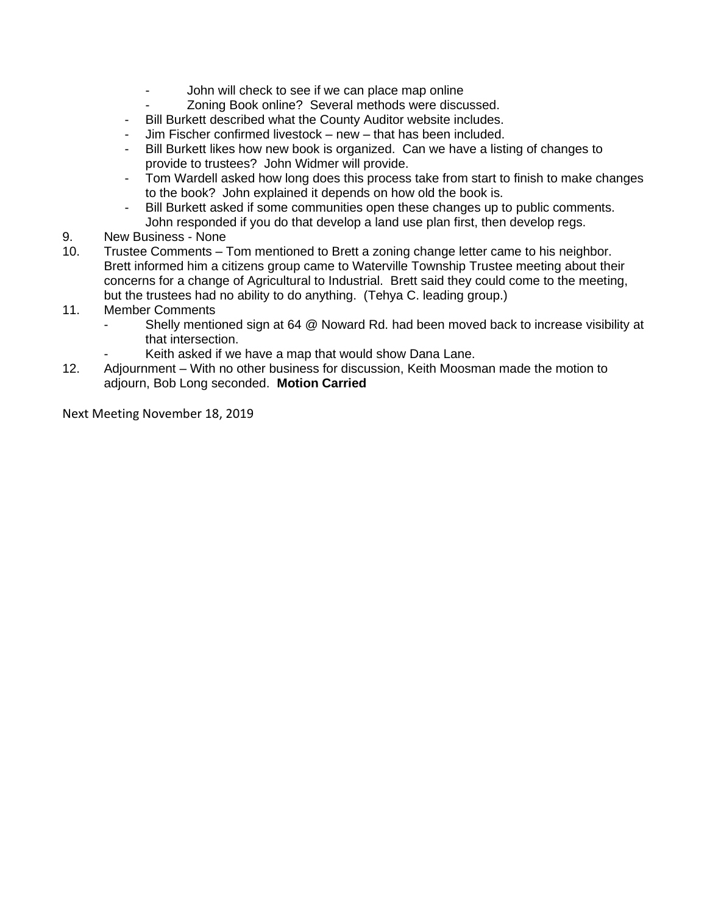- John will check to see if we can place map online
    - Zoning Book online? Several methods were discussed.
- Bill Burkett described what the County Auditor website includes.
- Jim Fischer confirmed livestock – new – that has been included.
- Bill Burkett likes how new book is organized. Can we have a listing of changes to provide to trustees? John Widmer will provide.
- Tom Wardell asked how long does this process take from start to finish to make changes to the book? John explained it depends on how old the book is.
- Bill Burkett asked if some communities open these changes up to public comments. John responded if you do that develop a land use plan first, then develop regs.

9. New Business - None
10. Trustee Comments – Tom mentioned to Brett a zoning change letter came to his neighbor. Brett informed him a citizens group came to Waterville Township Trustee meeting about their concerns for a change of Agricultural to Industrial. Brett said they could come to the meeting, but the trustees had no ability to do anything. (Tehya C. leading group.)
11. Member Comments
    - Shelly mentioned sign at 64 @ Noward Rd. had been moved back to increase visibility at that intersection.
    - Keith asked if we have a map that would show Dana Lane.
12. Adjournment – With no other business for discussion, Keith Moosman made the motion to adjourn, Bob Long seconded. **Motion Carried**

Next Meeting November 18, 2019